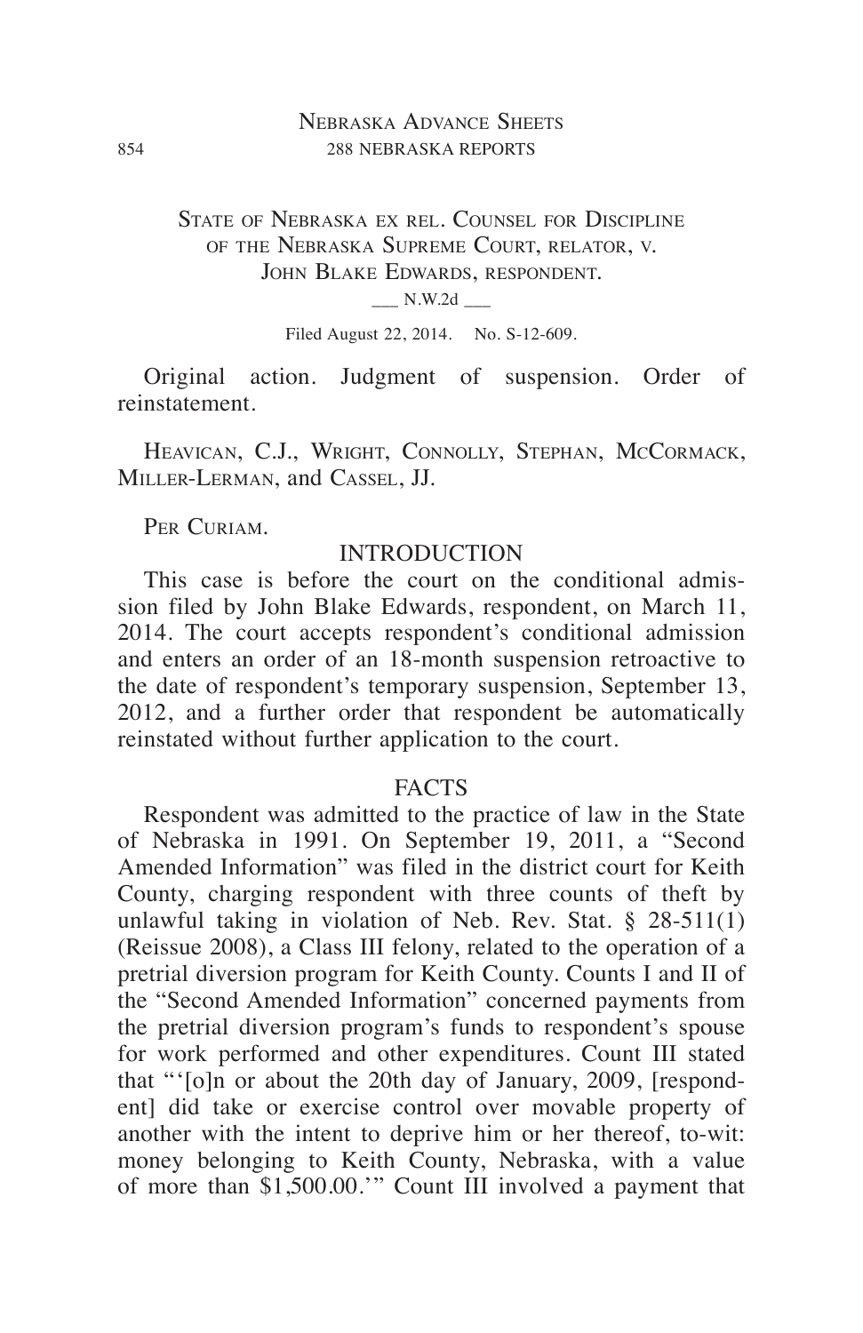STATE OF NEBRASKA EX REL. COUNSEL FOR DISCIPLINE OF THE NEBRASKA SUPREME COURT, RELATOR, V. JOHN BLAKE EDWARDS, RESPONDENT.

___ N.W.2d ___

Filed August 22, 2014. No. S-12-609.

Original action. Judgment of suspension. Order of reinstatement.

HEAVICAN, C.J., WRIGHT, CONNOLLY, STEPHAN, MCCORMACK, MILLER-LERMAN, and CASSEL, JJ.

PER CURIAM.

## INTRODUCTION

This case is before the court on the conditional admission filed by John Blake Edwards, respondent, on March 11, 2014. The court accepts respondent's conditional admission and enters an order of an 18-month suspension retroactive to the date of respondent's temporary suspension, September 13, 2012, and a further order that respondent be automatically reinstated without further application to the court.

## FACTS

Respondent was admitted to the practice of law in the State of Nebraska in 1991. On September 19, 2011, a "Second Amended Information" was filed in the district court for Keith County, charging respondent with three counts of theft by unlawful taking in violation of Neb. Rev. Stat. § 28-511(1) (Reissue 2008), a Class III felony, related to the operation of a pretrial diversion program for Keith County. Counts I and II of the "Second Amended Information" concerned payments from the pretrial diversion program's funds to respondent's spouse for work performed and other expenditures. Count III stated that "'[o]n or about the 20th day of January, 2009, [respondent] did take or exercise control over movable property of another with the intent to deprive him or her thereof, to-wit: money belonging to Keith County, Nebraska, with a value of more than $1,500.00.'" Count III involved a payment that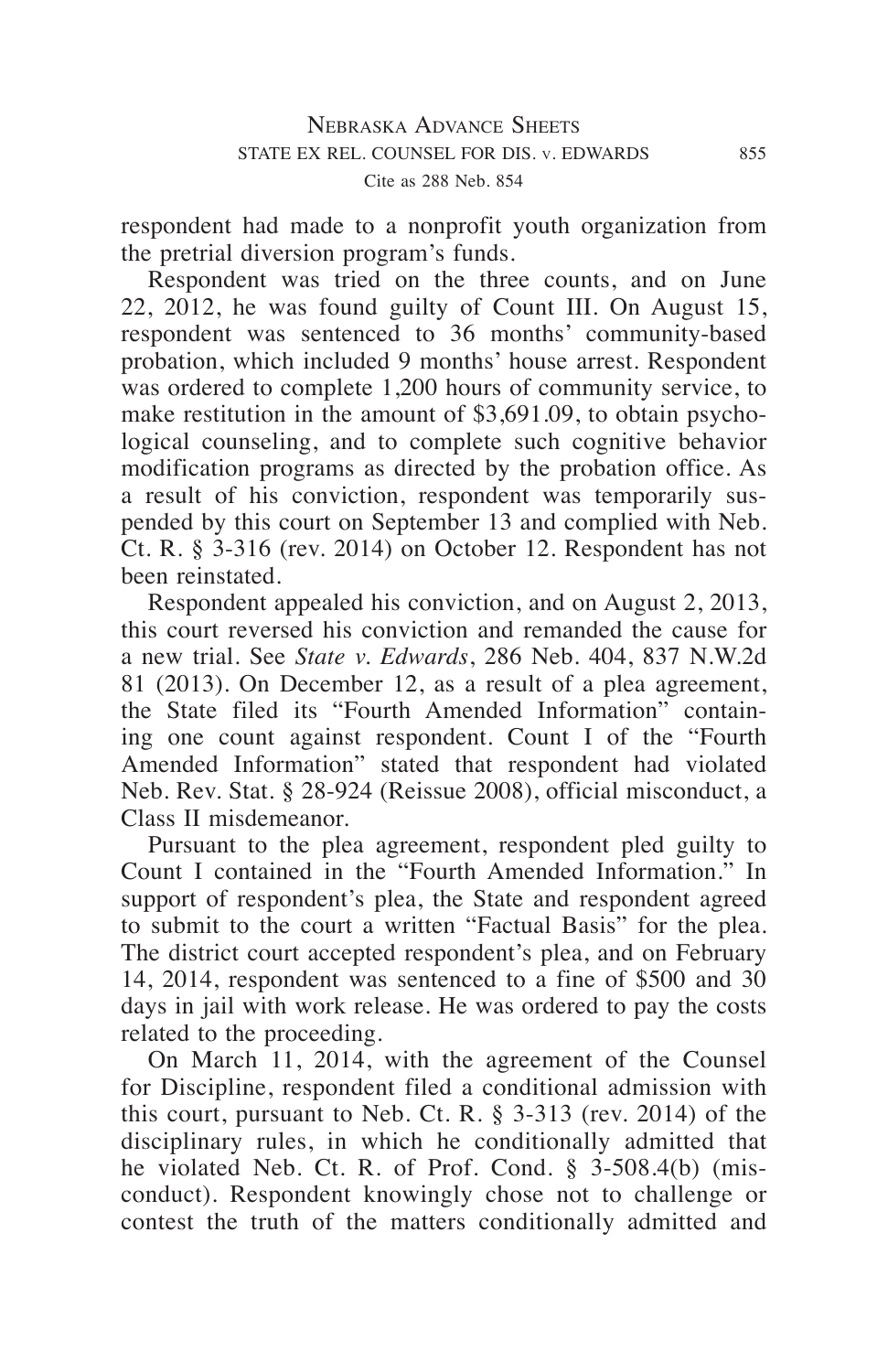respondent had made to a nonprofit youth organization from the pretrial diversion program's funds.

Respondent was tried on the three counts, and on June 22, 2012, he was found guilty of Count III. On August 15, respondent was sentenced to 36 months' community-based probation, which included 9 months' house arrest. Respondent was ordered to complete 1,200 hours of community service, to make restitution in the amount of $3,691.09, to obtain psychological counseling, and to complete such cognitive behavior modification programs as directed by the probation office. As a result of his conviction, respondent was temporarily suspended by this court on September 13 and complied with Neb. Ct. R. § 3-316 (rev. 2014) on October 12. Respondent has not been reinstated.

Respondent appealed his conviction, and on August 2, 2013, this court reversed his conviction and remanded the cause for a new trial. See *State v. Edwards*, 286 Neb. 404, 837 N.W.2d 81 (2013). On December 12, as a result of a plea agreement, the State filed its "Fourth Amended Information" containing one count against respondent. Count I of the "Fourth Amended Information" stated that respondent had violated Neb. Rev. Stat. § 28-924 (Reissue 2008), official misconduct, a Class II misdemeanor.

Pursuant to the plea agreement, respondent pled guilty to Count I contained in the "Fourth Amended Information." In support of respondent's plea, the State and respondent agreed to submit to the court a written "Factual Basis" for the plea. The district court accepted respondent's plea, and on February 14, 2014, respondent was sentenced to a fine of $500 and 30 days in jail with work release. He was ordered to pay the costs related to the proceeding.

On March 11, 2014, with the agreement of the Counsel for Discipline, respondent filed a conditional admission with this court, pursuant to Neb. Ct. R. § 3-313 (rev. 2014) of the disciplinary rules, in which he conditionally admitted that he violated Neb. Ct. R. of Prof. Cond. § 3-508.4(b) (misconduct). Respondent knowingly chose not to challenge or contest the truth of the matters conditionally admitted and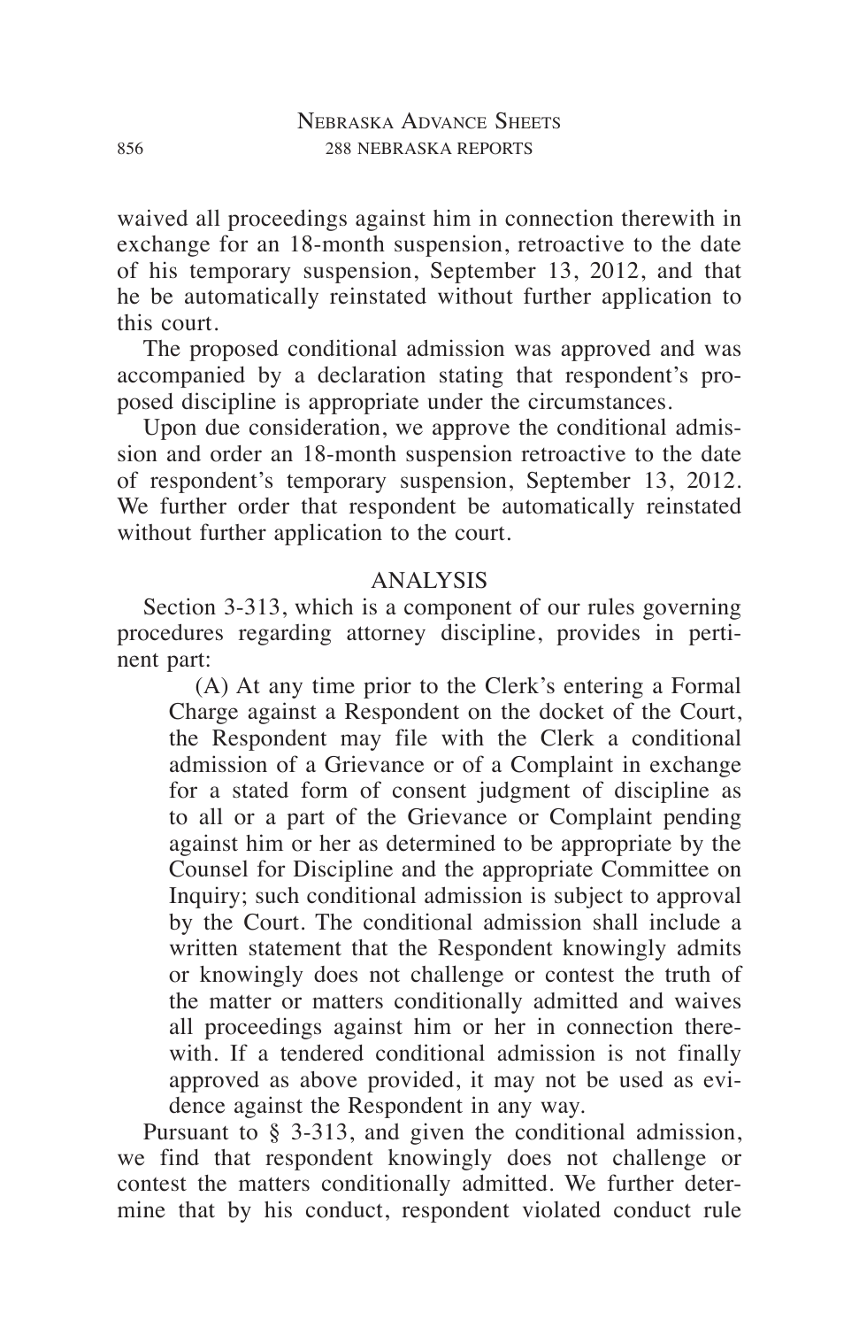waived all proceedings against him in connection therewith in exchange for an 18-month suspension, retroactive to the date of his temporary suspension, September 13, 2012, and that he be automatically reinstated without further application to this court.

The proposed conditional admission was approved and was accompanied by a declaration stating that respondent's proposed discipline is appropriate under the circumstances.

Upon due consideration, we approve the conditional admission and order an 18-month suspension retroactive to the date of respondent's temporary suspension, September 13, 2012. We further order that respondent be automatically reinstated without further application to the court.

## ANALYSIS

Section 3-313, which is a component of our rules governing procedures regarding attorney discipline, provides in pertinent part:

> (A) At any time prior to the Clerk's entering a Formal Charge against a Respondent on the docket of the Court, the Respondent may file with the Clerk a conditional admission of a Grievance or of a Complaint in exchange for a stated form of consent judgment of discipline as to all or a part of the Grievance or Complaint pending against him or her as determined to be appropriate by the Counsel for Discipline and the appropriate Committee on Inquiry; such conditional admission is subject to approval by the Court. The conditional admission shall include a written statement that the Respondent knowingly admits or knowingly does not challenge or contest the truth of the matter or matters conditionally admitted and waives all proceedings against him or her in connection therewith. If a tendered conditional admission is not finally approved as above provided, it may not be used as evidence against the Respondent in any way.

Pursuant to § 3-313, and given the conditional admission, we find that respondent knowingly does not challenge or contest the matters conditionally admitted. We further determine that by his conduct, respondent violated conduct rule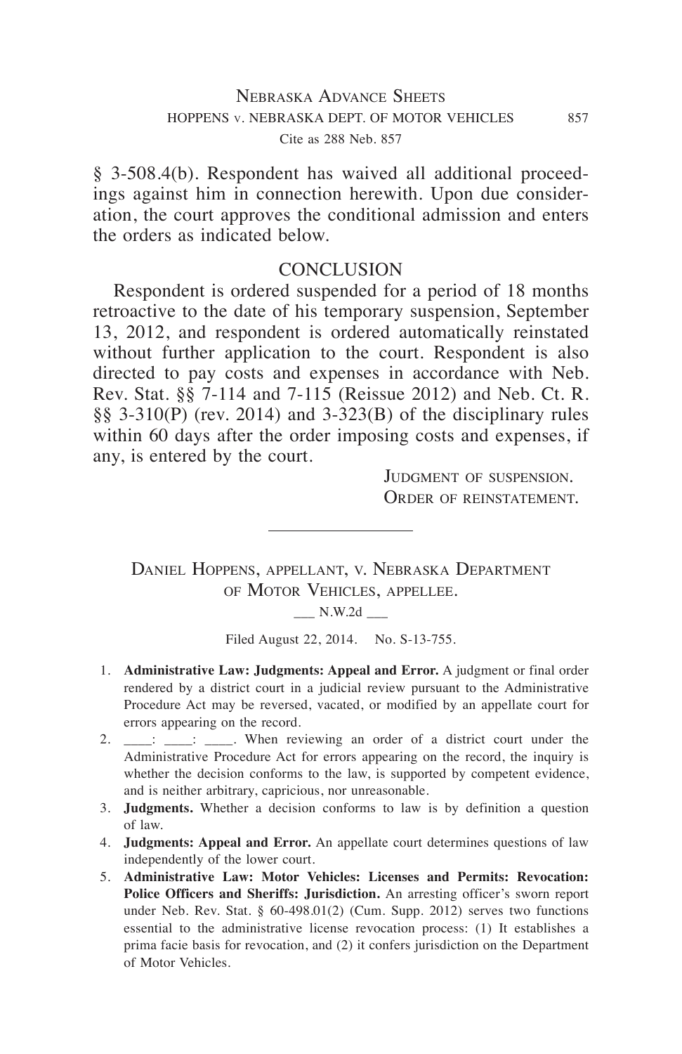§ 3-508.4(b). Respondent has waived all additional proceedings against him in connection herewith. Upon due consideration, the court approves the conditional admission and enters the orders as indicated below.

## CONCLUSION

Respondent is ordered suspended for a period of 18 months retroactive to the date of his temporary suspension, September 13, 2012, and respondent is ordered automatically reinstated without further application to the court. Respondent is also directed to pay costs and expenses in accordance with Neb. Rev. Stat. §§ 7-114 and 7-115 (Reissue 2012) and Neb. Ct. R. §§ 3-310(P) (rev. 2014) and 3-323(B) of the disciplinary rules within 60 days after the order imposing costs and expenses, if any, is entered by the court.

Judgment of suspension.
Order of reinstatement.

---

## Daniel Hoppens, appellant, v. Nebraska Department of Motor Vehicles, appellee.

___ N.W.2d ___

Filed August 22, 2014. No. S-13-755.

1. **Administrative Law: Judgments: Appeal and Error.** A judgment or final order rendered by a district court in a judicial review pursuant to the Administrative Procedure Act may be reversed, vacated, or modified by an appellate court for errors appearing on the record.
2. ____: ____: ____. When reviewing an order of a district court under the Administrative Procedure Act for errors appearing on the record, the inquiry is whether the decision conforms to the law, is supported by competent evidence, and is neither arbitrary, capricious, nor unreasonable.
3. **Judgments.** Whether a decision conforms to law is by definition a question of law.
4. **Judgments: Appeal and Error.** An appellate court determines questions of law independently of the lower court.
5. **Administrative Law: Motor Vehicles: Licenses and Permits: Revocation: Police Officers and Sheriffs: Jurisdiction.** An arresting officer's sworn report under Neb. Rev. Stat. § 60-498.01(2) (Cum. Supp. 2012) serves two functions essential to the administrative license revocation process: (1) It establishes a prima facie basis for revocation, and (2) it confers jurisdiction on the Department of Motor Vehicles.